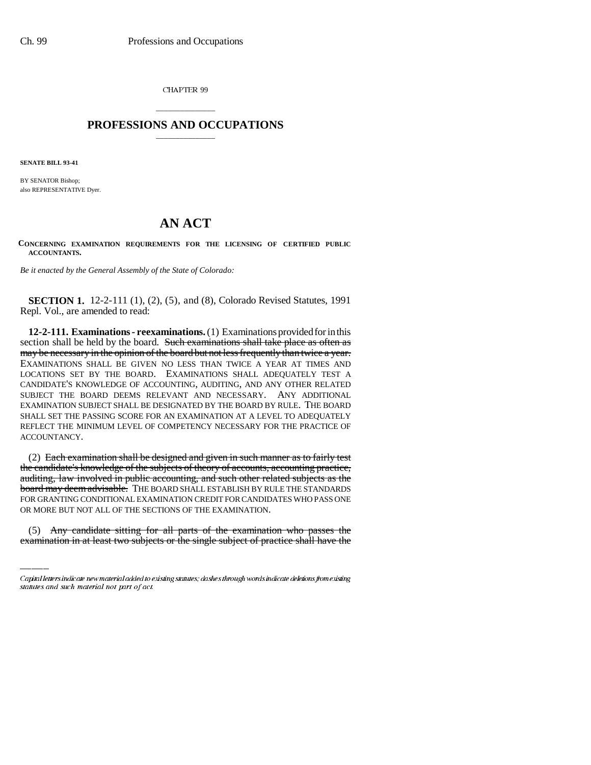CHAPTER 99

## PROFESSIONS AND OCCUPATIONS

**SENATE BILL 93-41**

BY SENATOR Bishop;
also REPRESENTATIVE Dyer.

# AN ACT

**CONCERNING EXAMINATION REQUIREMENTS FOR THE LICENSING OF CERTIFIED PUBLIC ACCOUNTANTS.**

*Be it enacted by the General Assembly of the State of Colorado:*

**SECTION 1.** 12-2-111 (1), (2), (5), and (8), Colorado Revised Statutes, 1991 Repl. Vol., are amended to read:

**12-2-111. Examinations - reexaminations.** (1) Examinations provided for in this section shall be held by the board. ~~Such examinations shall take place as often as may be necessary in the opinion of the board but not less frequently than twice a year.~~ EXAMINATIONS SHALL BE GIVEN NO LESS THAN TWICE A YEAR AT TIMES AND LOCATIONS SET BY THE BOARD. EXAMINATIONS SHALL ADEQUATELY TEST A CANDIDATE'S KNOWLEDGE OF ACCOUNTING, AUDITING, AND ANY OTHER RELATED SUBJECT THE BOARD DEEMS RELEVANT AND NECESSARY. ANY ADDITIONAL EXAMINATION SUBJECT SHALL BE DESIGNATED BY THE BOARD BY RULE. THE BOARD SHALL SET THE PASSING SCORE FOR AN EXAMINATION AT A LEVEL TO ADEQUATELY REFLECT THE MINIMUM LEVEL OF COMPETENCY NECESSARY FOR THE PRACTICE OF ACCOUNTANCY.

(2) ~~Each examination shall be designed and given in such manner as to fairly test the candidate's knowledge of the subjects of theory of accounts, accounting practice, auditing, law involved in public accounting, and such other related subjects as the board may deem advisable.~~ THE BOARD SHALL ESTABLISH BY RULE THE STANDARDS FOR GRANTING CONDITIONAL EXAMINATION CREDIT FOR CANDIDATES WHO PASS ONE OR MORE BUT NOT ALL OF THE SECTIONS OF THE EXAMINATION.

(5) ~~Any candidate sitting for all parts of the examination who passes the examination in at least two subjects or the single subject of practice shall have the~~

Capital letters indicate new material added to existing statutes; dashes through words indicate deletions from existing statutes and such material not part of act.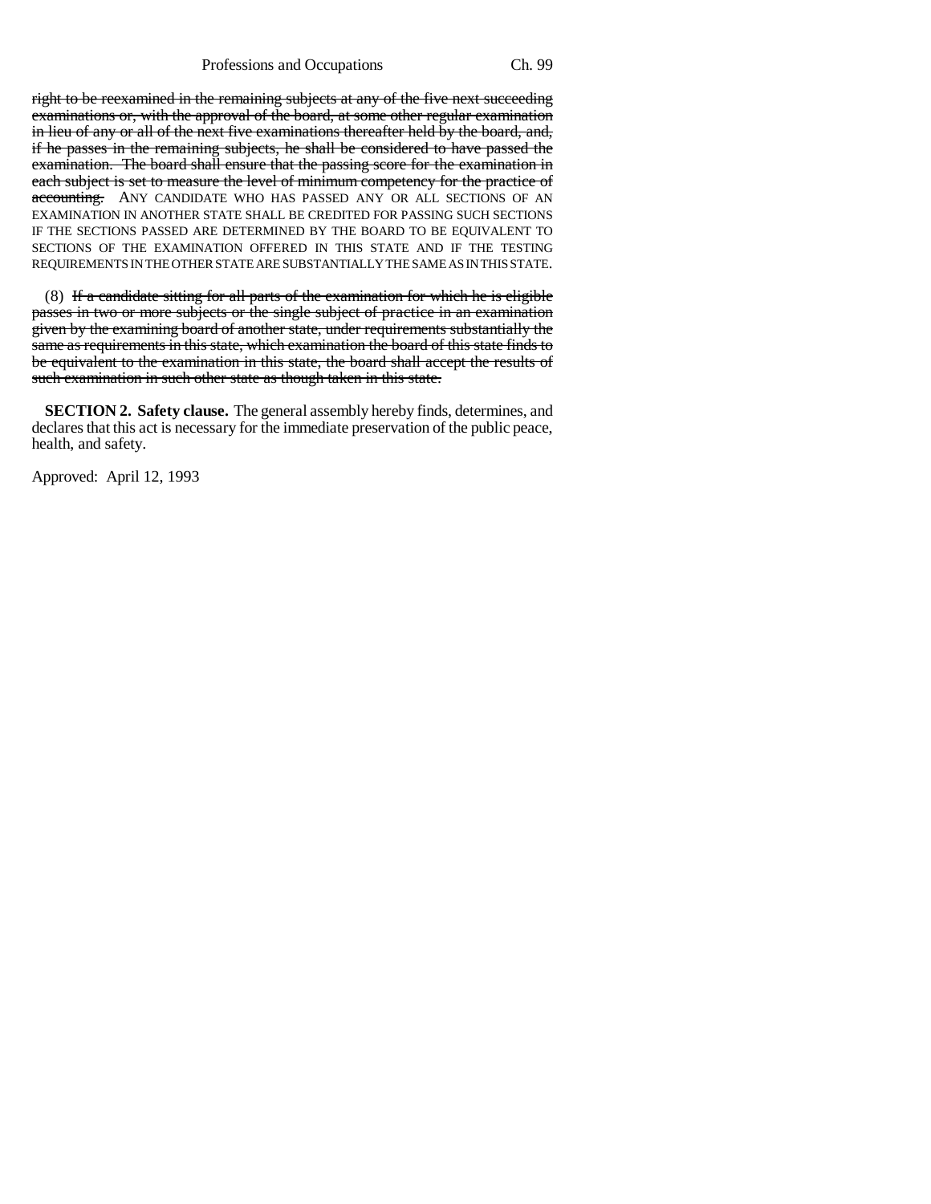~~right to be reexamined in the remaining subjects at any of the five next succeeding examinations or, with the approval of the board, at some other regular examination in lieu of any or all of the next five examinations thereafter held by the board, and, if he passes in the remaining subjects, he shall be considered to have passed the examination. The board shall ensure that the passing score for the examination in each subject is set to measure the level of minimum competency for the practice of accounting.~~ ANY CANDIDATE WHO HAS PASSED ANY OR ALL SECTIONS OF AN EXAMINATION IN ANOTHER STATE SHALL BE CREDITED FOR PASSING SUCH SECTIONS IF THE SECTIONS PASSED ARE DETERMINED BY THE BOARD TO BE EQUIVALENT TO SECTIONS OF THE EXAMINATION OFFERED IN THIS STATE AND IF THE TESTING REQUIREMENTS IN THE OTHER STATE ARE SUBSTANTIALLY THE SAME AS IN THIS STATE.

(8) ~~If a candidate sitting for all parts of the examination for which he is eligible passes in two or more subjects or the single subject of practice in an examination given by the examining board of another state, under requirements substantially the same as requirements in this state, which examination the board of this state finds to be equivalent to the examination in this state, the board shall accept the results of such examination in such other state as though taken in this state.~~

**SECTION 2. Safety clause.** The general assembly hereby finds, determines, and declares that this act is necessary for the immediate preservation of the public peace, health, and safety.

Approved: April 12, 1993